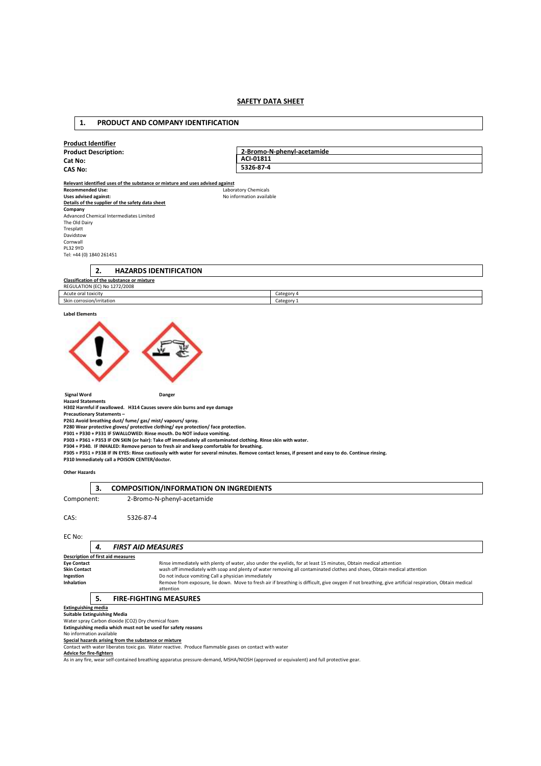# SAFETY DATA SHEET

## 1. PRODUCT AND COMPANY IDENTIFICATION

**Product Identifier**

| | |
|---|---|
| **Product Description:** | **2-Bromo-N-phenyl-acetamide** |
| **Cat No:** | **ACI-01811** |
| **CAS No:** | **5326-87-4** |

**Relevant identified uses of the substance or mixture and uses advised against**

**Recommended Use:** Laboratory Chemicals

**Uses advised against:** No information available

**Details of the supplier of the safety data sheet**

**Company**

Advanced Chemical Intermediates Limited
The Old Dairy
Tresplatt
Davidstow
Cornwall
PL32 9YD
Tel: +44 (0) 1840 261451

## 2. HAZARDS IDENTIFICATION

**Classification of the substance or mixture**

REGULATION (EC) No 1272/2008

| | |
|---|---|
| Acute oral toxicity | Category 4 |
| Skin corrosion/irritation | Category 1 |

**Label Elements**

**Signal Word** **Danger**

**Hazard Statements**

**H302 Harmful if swallowed. H314 Causes severe skin burns and eye damage**

**Precautionary Statements –**

**P261 Avoid breathing dust/ fume/ gas/ mist/ vapours/ spray.**

**P280 Wear protective gloves/ protective clothing/ eye protection/ face protection.**

**P301 + P330 + P331 IF SWALLOWED: Rinse mouth. Do NOT induce vomiting.**

**P303 + P361 + P353 IF ON SKIN (or hair): Take off immediately all contaminated clothing. Rinse skin with water.**

**P304 + P340. IF INHALED: Remove person to fresh air and keep comfortable for breathing.**

**P305 + P351 + P338 IF IN EYES: Rinse cautiously with water for several minutes. Remove contact lenses, if present and easy to do. Continue rinsing.**

**P310 Immediately call a POISON CENTER/doctor.**

**Other Hazards**

## 3. COMPOSITION/INFORMATION ON INGREDIENTS

Component: 2-Bromo-N-phenyl-acetamide

CAS: 5326-87-4

EC No:

## 4. *FIRST AID MEASURES*

**Description of first aid measures**

**Eye Contact** Rinse immediately with plenty of water, also under the eyelids, for at least 15 minutes, Obtain medical attention

**Skin Contact** wash off immediately with soap and plenty of water removing all contaminated clothes and shoes, Obtain medical attention

**Ingestion** Do not induce vomiting Call a physician immediately

**Inhalation** Remove from exposure, lie down. Move to fresh air if breathing is difficult, give oxygen if not breathing, give artificial respiration, Obtain medical attention

## 5. FIRE-FIGHTING MEASURES

**Extinguishing media**

**Suitable Extinguishing Media**

Water spray Carbon dioxide (CO2) Dry chemical foam

**Extinguishing media which must not be used for safety reasons**

No information available

**Special hazards arising from the substance or mixture**

Contact with water liberates toxic gas. Water reactive. Produce flammable gases on contact with water

**Advice for fire-fighters**

As in any fire, wear self-contained breathing apparatus pressure-demand, MSHA/NIOSH (approved or equivalent) and full protective gear.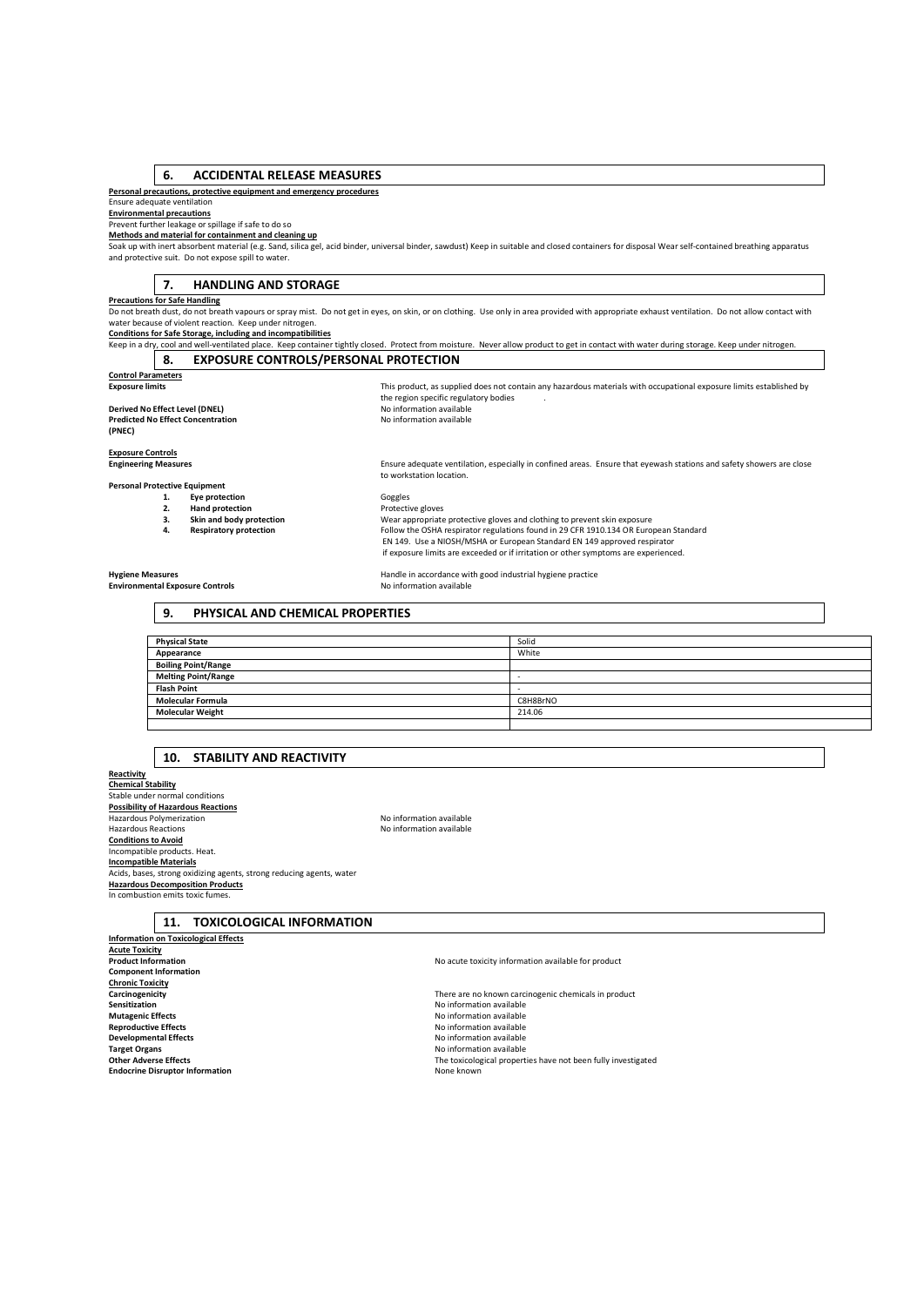## 6. ACCIDENTAL RELEASE MEASURES

**Personal precautions, protective equipment and emergency procedures**
Ensure adequate ventilation
**Environmental precautions**
Prevent further leakage or spillage if safe to do so
**Methods and material for containment and cleaning up**
Soak up with inert absorbent material (e.g. Sand, silica gel, acid binder, universal binder, sawdust) Keep in suitable and closed containers for disposal Wear self-contained breathing apparatus and protective suit. Do not expose spill to water.

## 7. HANDLING AND STORAGE

**Precautions for Safe Handling**
Do not breath dust, do not breath vapours or spray mist. Do not get in eyes, on skin, or on clothing. Use only in area provided with appropriate exhaust ventilation. Do not allow contact with water because of violent reaction. Keep under nitrogen.
**Conditions for Safe Storage, including and incompatibilities**
Keep in a dry, cool and well-ventilated place. Keep container tightly closed. Protect from moisture. Never allow product to get in contact with water during storage. Keep under nitrogen.

## 8. EXPOSURE CONTROLS/PERSONAL PROTECTION

**Control Parameters**

**Exposure limits** — This product, as supplied does not contain any hazardous materials with occupational exposure limits established by the region specific regulatory bodies .

**Derived No Effect Level (DNEL)** — No information available
**Predicted No Effect Concentration (PNEC)** — No information available

**Exposure Controls**
**Engineering Measures** — Ensure adequate ventilation, especially in confined areas. Ensure that eyewash stations and safety showers are close to workstation location.

**Personal Protective Equipment**

1. **Eye protection** — Goggles
2. **Hand protection** — Protective gloves
3. **Skin and body protection** — Wear appropriate protective gloves and clothing to prevent skin exposure
4. **Respiratory protection** — Follow the OSHA respirator regulations found in 29 CFR 1910.134 OR European Standard EN 149. Use a NIOSH/MSHA or European Standard EN 149 approved respirator if exposure limits are exceeded or if irritation or other symptoms are experienced.

**Hygiene Measures** — Handle in accordance with good industrial hygiene practice
**Environmental Exposure Controls** — No information available

## 9. PHYSICAL AND CHEMICAL PROPERTIES

| | |
|---|---|
| **Physical State** | Solid |
| **Appearance** | White |
| **Boiling Point/Range** | |
| **Melting Point/Range** | - |
| **Flash Point** | - |
| **Molecular Formula** | $C_8H_8BrNO$ |
| **Molecular Weight** | 214.06 |
| | |

## 10. STABILITY AND REACTIVITY

**Reactivity**
**Chemical Stability**
Stable under normal conditions
**Possibility of Hazardous Reactions**
Hazardous Polymerization — No information available
Hazardous Reactions — No information available
**Conditions to Avoid**
Incompatible products. Heat.
**Incompatible Materials**
Acids, bases, strong oxidizing agents, strong reducing agents, water
**Hazardous Decomposition Products**
In combustion emits toxic fumes.

## 11. TOXICOLOGICAL INFORMATION

**Information on Toxicological Effects**
**Acute Toxicity**
**Product Information** — No acute toxicity information available for product
**Component Information**
**Chronic Toxicity**
**Carcinogenicity** — There are no known carcinogenic chemicals in product
**Sensitization** — No information available
**Mutagenic Effects** — No information available
**Reproductive Effects** — No information available
**Developmental Effects** — No information available
**Target Organs** — No information available
**Other Adverse Effects** — The toxicological properties have not been fully investigated
**Endocrine Disruptor Information** — None known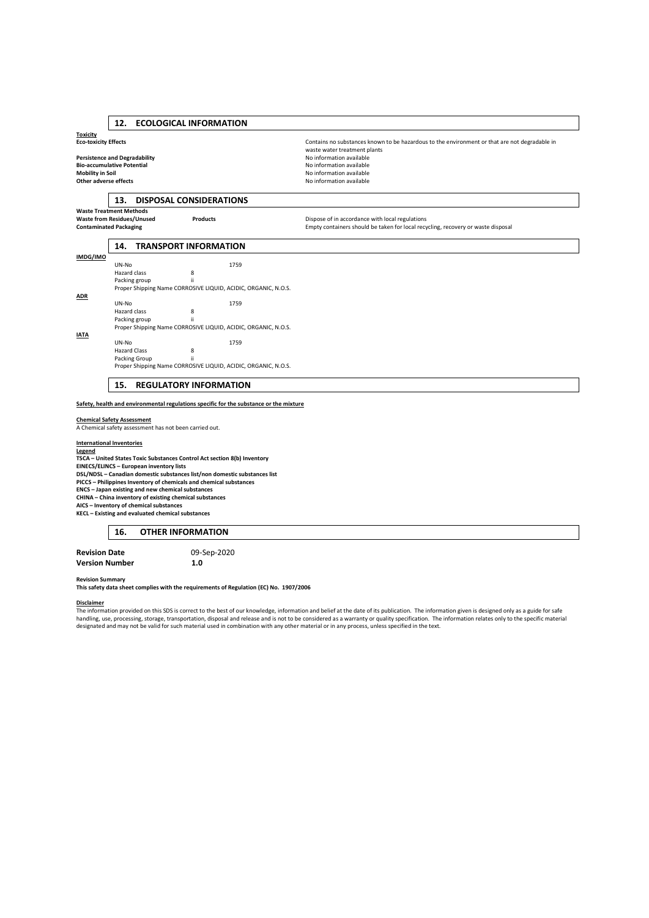## 12. ECOLOGICAL INFORMATION

**Toxicity**

| | |
|---|---|
| **Eco-toxicity Effects** | Contains no substances known to be hazardous to the environment or that are not degradable in waste water treatment plants |
| **Persistence and Degradability** | No information available |
| **Bio-accumulative Potential** | No information available |
| **Mobility in Soil** | No information available |
| **Other adverse effects** | No information available |

## 13. DISPOSAL CONSIDERATIONS

**Waste Treatment Methods**

| | | |
|---|---|---|
| **Waste from Residues/Unused** | **Products** | Dispose of in accordance with local regulations |
| **Contaminated Packaging** | | Empty containers should be taken for local recycling, recovery or waste disposal |

## 14. TRANSPORT INFORMATION

**IMDG/IMO**

| | | |
|---|---|---|
| UN-No | | 1759 |
| Hazard class | 8 | |
| Packing group | ii | |

Proper Shipping Name CORROSIVE LIQUID, ACIDIC, ORGANIC, N.O.S.

**ADR**

| | | |
|---|---|---|
| UN-No | | 1759 |
| Hazard class | 8 | |
| Packing group | ii | |

Proper Shipping Name CORROSIVE LIQUID, ACIDIC, ORGANIC, N.O.S.

**IATA**

| | | |
|---|---|---|
| UN-No | | 1759 |
| Hazard Class | 8 | |
| Packing Group | ii | |

Proper Shipping Name CORROSIVE LIQUID, ACIDIC, ORGANIC, N.O.S.

## 15. REGULATORY INFORMATION

**Safety, health and environmental regulations specific for the substance or the mixture**

**Chemical Safety Assessment**

A Chemical safety assessment has not been carried out.

**International Inventories**

**Legend**

**TSCA – United States Toxic Substances Control Act section 8(b) Inventory**
**EINECS/ELINCS – European inventory lists**
**DSL/NDSL – Canadian domestic substances list/non domestic substances list**
**PICCS – Philippines Inventory of chemicals and chemical substances**
**ENCS – Japan existing and new chemical substances**
**CHINA – China inventory of existing chemical substances**
**AICS – Inventory of chemical substances**
**KECL – Existing and evaluated chemical substances**

## 16. OTHER INFORMATION

**Revision Date** 09-Sep-2020
**Version Number** **1.0**

**Revision Summary**

**This safety data sheet complies with the requirements of Regulation (EC) No. 1907/2006**

**Disclaimer**

The information provided on this SDS is correct to the best of our knowledge, information and belief at the date of its publication. The information given is designed only as a guide for safe handling, use, processing, storage, transportation, disposal and release and is not to be considered as a warranty or quality specification. The information relates only to the specific material designated and may not be valid for such material used in combination with any other material or in any process, unless specified in the text.